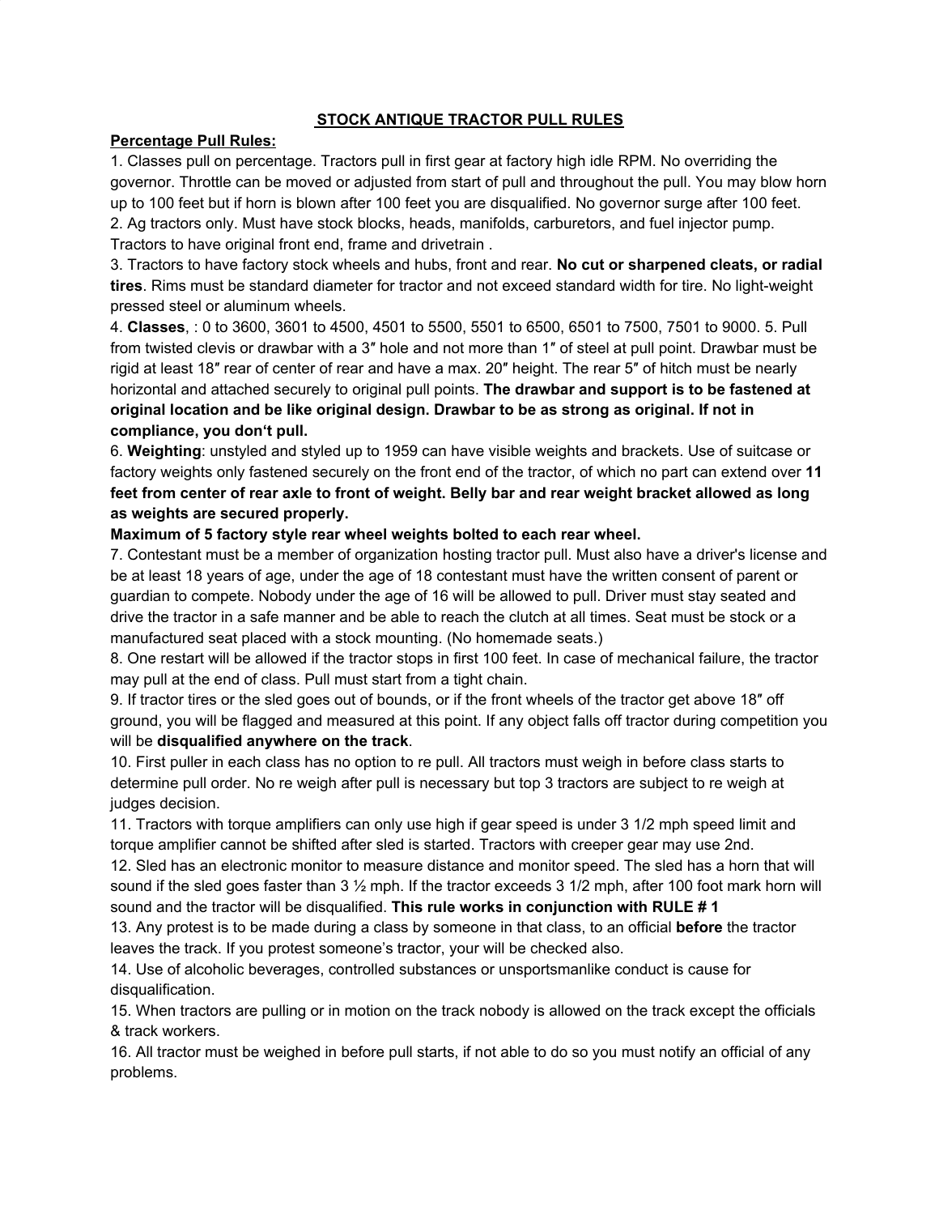# STOCK ANTIQUE TRACTOR PULL RULES

**Percentage Pull Rules:**

1. Classes pull on percentage. Tractors pull in first gear at factory high idle RPM. No overriding the governor. Throttle can be moved or adjusted from start of pull and throughout the pull. You may blow horn up to 100 feet but if horn is blown after 100 feet you are disqualified. No governor surge after 100 feet.
2. Ag tractors only. Must have stock blocks, heads, manifolds, carburetors, and fuel injector pump. Tractors to have original front end, frame and drivetrain .
3. Tractors to have factory stock wheels and hubs, front and rear. **No cut or sharpened cleats, or radial tires**. Rims must be standard diameter for tractor and not exceed standard width for tire. No light-weight pressed steel or aluminum wheels.
4. **Classes**, : 0 to 3600, 3601 to 4500, 4501 to 5500, 5501 to 6500, 6501 to 7500, 7501 to 9000. 5. Pull from twisted clevis or drawbar with a 3″ hole and not more than 1″ of steel at pull point. Drawbar must be rigid at least 18″ rear of center of rear and have a max. 20″ height. The rear 5″ of hitch must be nearly horizontal and attached securely to original pull points. **The drawbar and support is to be fastened at original location and be like original design. Drawbar to be as strong as original. If not in compliance, you don't pull.**
6. **Weighting**: unstyled and styled up to 1959 can have visible weights and brackets. Use of suitcase or factory weights only fastened securely on the front end of the tractor, of which no part can extend over **11 feet from center of rear axle to front of weight. Belly bar and rear weight bracket allowed as long as weights are secured properly.**

   **Maximum of 5 factory style rear wheel weights bolted to each rear wheel.**
7. Contestant must be a member of organization hosting tractor pull. Must also have a driver's license and be at least 18 years of age, under the age of 18 contestant must have the written consent of parent or guardian to compete. Nobody under the age of 16 will be allowed to pull. Driver must stay seated and drive the tractor in a safe manner and be able to reach the clutch at all times. Seat must be stock or a manufactured seat placed with a stock mounting. (No homemade seats.)
8. One restart will be allowed if the tractor stops in first 100 feet. In case of mechanical failure, the tractor may pull at the end of class. Pull must start from a tight chain.
9. If tractor tires or the sled goes out of bounds, or if the front wheels of the tractor get above 18″ off ground, you will be flagged and measured at this point. If any object falls off tractor during competition you will be **disqualified anywhere on the track**.
10. First puller in each class has no option to re pull. All tractors must weigh in before class starts to determine pull order. No re weigh after pull is necessary but top 3 tractors are subject to re weigh at judges decision.
11. Tractors with torque amplifiers can only use high if gear speed is under 3 1/2 mph speed limit and torque amplifier cannot be shifted after sled is started. Tractors with creeper gear may use 2nd.
12. Sled has an electronic monitor to measure distance and monitor speed. The sled has a horn that will sound if the sled goes faster than 3 ½ mph. If the tractor exceeds 3 1/2 mph, after 100 foot mark horn will sound and the tractor will be disqualified. **This rule works in conjunction with RULE # 1**
13. Any protest is to be made during a class by someone in that class, to an official **before** the tractor leaves the track. If you protest someone's tractor, your will be checked also.
14. Use of alcoholic beverages, controlled substances or unsportsmanlike conduct is cause for disqualification.
15. When tractors are pulling or in motion on the track nobody is allowed on the track except the officials & track workers.
16. All tractor must be weighed in before pull starts, if not able to do so you must notify an official of any problems.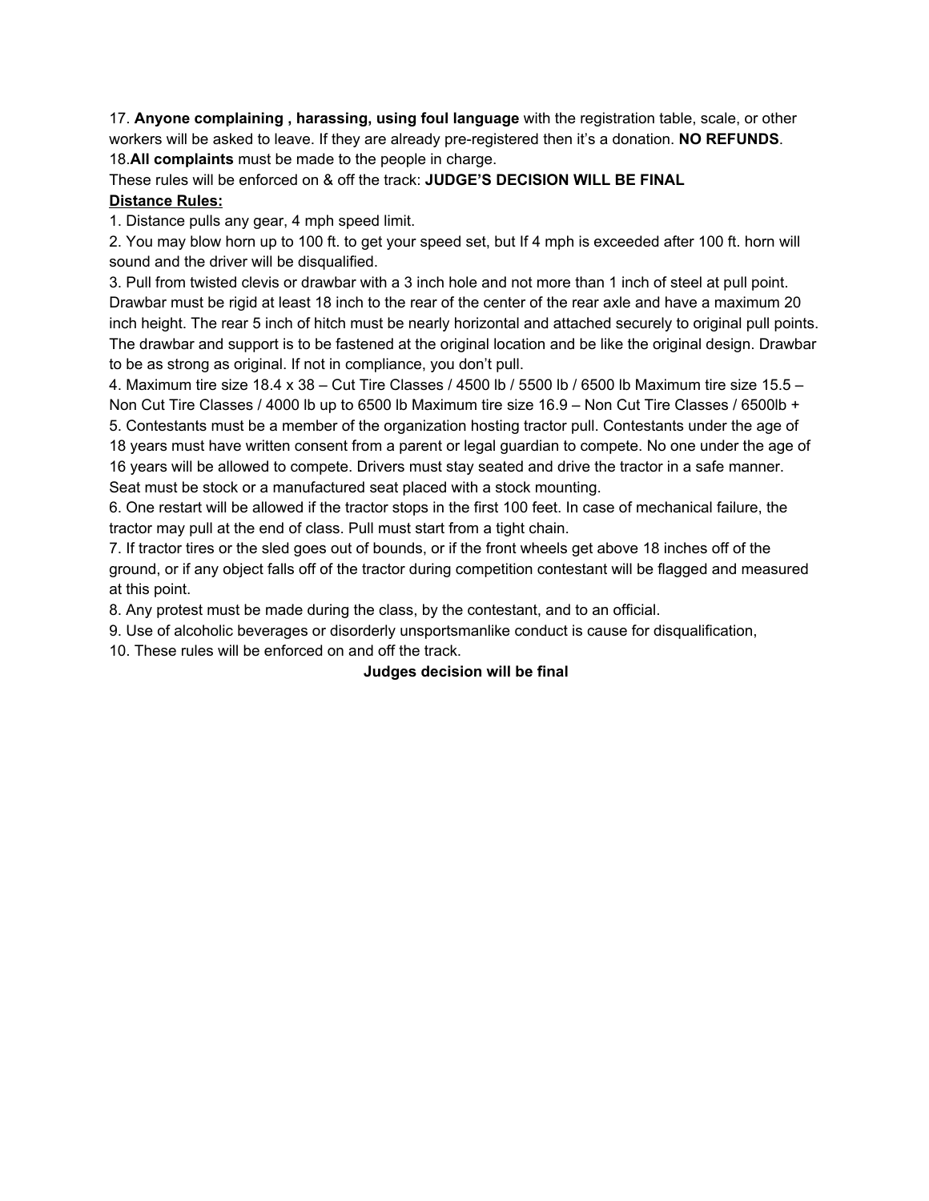17. **Anyone complaining , harassing, using foul language** with the registration table, scale, or other workers will be asked to leave. If they are already pre-registered then it's a donation. **NO REFUNDS**.
18.**All complaints** must be made to the people in charge.
These rules will be enforced on & off the track: **JUDGE'S DECISION WILL BE FINAL**

**Distance Rules:**

1. Distance pulls any gear, 4 mph speed limit.
2. You may blow horn up to 100 ft. to get your speed set, but If 4 mph is exceeded after 100 ft. horn will sound and the driver will be disqualified.
3. Pull from twisted clevis or drawbar with a 3 inch hole and not more than 1 inch of steel at pull point. Drawbar must be rigid at least 18 inch to the rear of the center of the rear axle and have a maximum 20 inch height. The rear 5 inch of hitch must be nearly horizontal and attached securely to original pull points. The drawbar and support is to be fastened at the original location and be like the original design. Drawbar to be as strong as original. If not in compliance, you don't pull.
4. Maximum tire size 18.4 x 38 – Cut Tire Classes / 4500 lb / 5500 lb / 6500 lb Maximum tire size 15.5 – Non Cut Tire Classes / 4000 lb up to 6500 lb Maximum tire size 16.9 – Non Cut Tire Classes / 6500lb +
5. Contestants must be a member of the organization hosting tractor pull. Contestants under the age of 18 years must have written consent from a parent or legal guardian to compete. No one under the age of 16 years will be allowed to compete. Drivers must stay seated and drive the tractor in a safe manner. Seat must be stock or a manufactured seat placed with a stock mounting.
6. One restart will be allowed if the tractor stops in the first 100 feet. In case of mechanical failure, the tractor may pull at the end of class. Pull must start from a tight chain.
7. If tractor tires or the sled goes out of bounds, or if the front wheels get above 18 inches off of the ground, or if any object falls off of the tractor during competition contestant will be flagged and measured at this point.
8. Any protest must be made during the class, by the contestant, and to an official.
9. Use of alcoholic beverages or disorderly unsportsmanlike conduct is cause for disqualification,
10. These rules will be enforced on and off the track.

**Judges decision will be final**